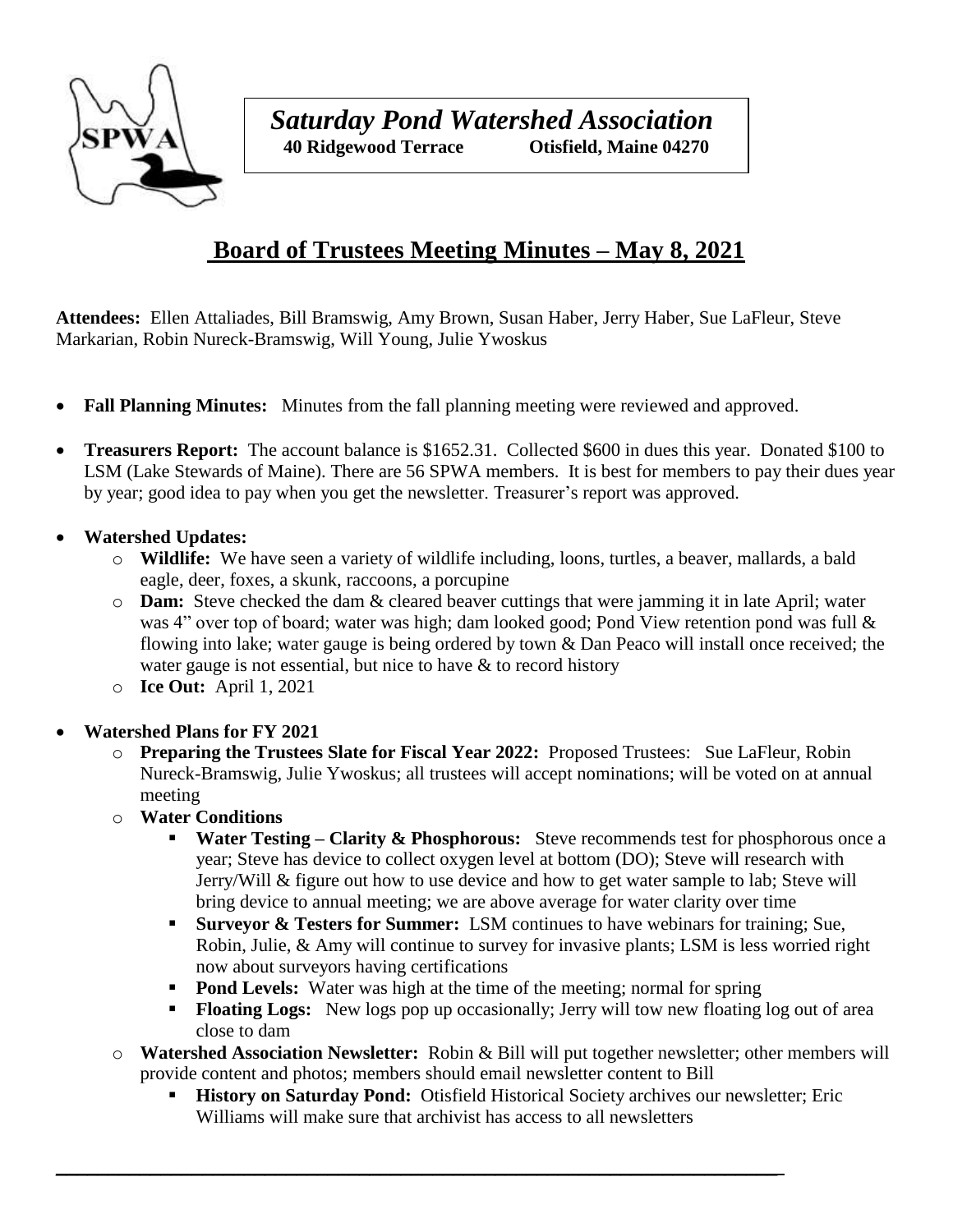# *Saturday Pond Watershed Association*

**40 Ridgewood Terrace Otisfield, Maine 04270**

## Board of Trustees Meeting Minutes – May 8, 2021

**Attendees:** Ellen Attaliades, Bill Bramswig, Amy Brown, Susan Haber, Jerry Haber, Sue LaFleur, Steve Markarian, Robin Nureck-Bramswig, Will Young, Julie Ywoskus

- **Fall Planning Minutes:** Minutes from the fall planning meeting were reviewed and approved.
- **Treasurers Report:** The account balance is $1652.31. Collected $600 in dues this year. Donated $100 to LSM (Lake Stewards of Maine). There are 56 SPWA members. It is best for members to pay their dues year by year; good idea to pay when you get the newsletter. Treasurer's report was approved.
- **Watershed Updates:**
  - **Wildlife:** We have seen a variety of wildlife including, loons, turtles, a beaver, mallards, a bald eagle, deer, foxes, a skunk, raccoons, a porcupine
  - **Dam:** Steve checked the dam & cleared beaver cuttings that were jamming it in late April; water was 4" over top of board; water was high; dam looked good; Pond View retention pond was full & flowing into lake; water gauge is being ordered by town & Dan Peaco will install once received; the water gauge is not essential, but nice to have & to record history
  - **Ice Out:** April 1, 2021
- **Watershed Plans for FY 2021**
  - **Preparing the Trustees Slate for Fiscal Year 2022:** Proposed Trustees: Sue LaFleur, Robin Nureck-Bramswig, Julie Ywoskus; all trustees will accept nominations; will be voted on at annual meeting
  - **Water Conditions**
    - **Water Testing – Clarity & Phosphorous:** Steve recommends test for phosphorous once a year; Steve has device to collect oxygen level at bottom (DO); Steve will research with Jerry/Will & figure out how to use device and how to get water sample to lab; Steve will bring device to annual meeting; we are above average for water clarity over time
    - **Surveyor & Testers for Summer:** LSM continues to have webinars for training; Sue, Robin, Julie, & Amy will continue to survey for invasive plants; LSM is less worried right now about surveyors having certifications
    - **Pond Levels:** Water was high at the time of the meeting; normal for spring
    - **Floating Logs:** New logs pop up occasionally; Jerry will tow new floating log out of area close to dam
  - **Watershed Association Newsletter:** Robin & Bill will put together newsletter; other members will provide content and photos; members should email newsletter content to Bill
    - **History on Saturday Pond:** Otisfield Historical Society archives our newsletter; Eric Williams will make sure that archivist has access to all newsletters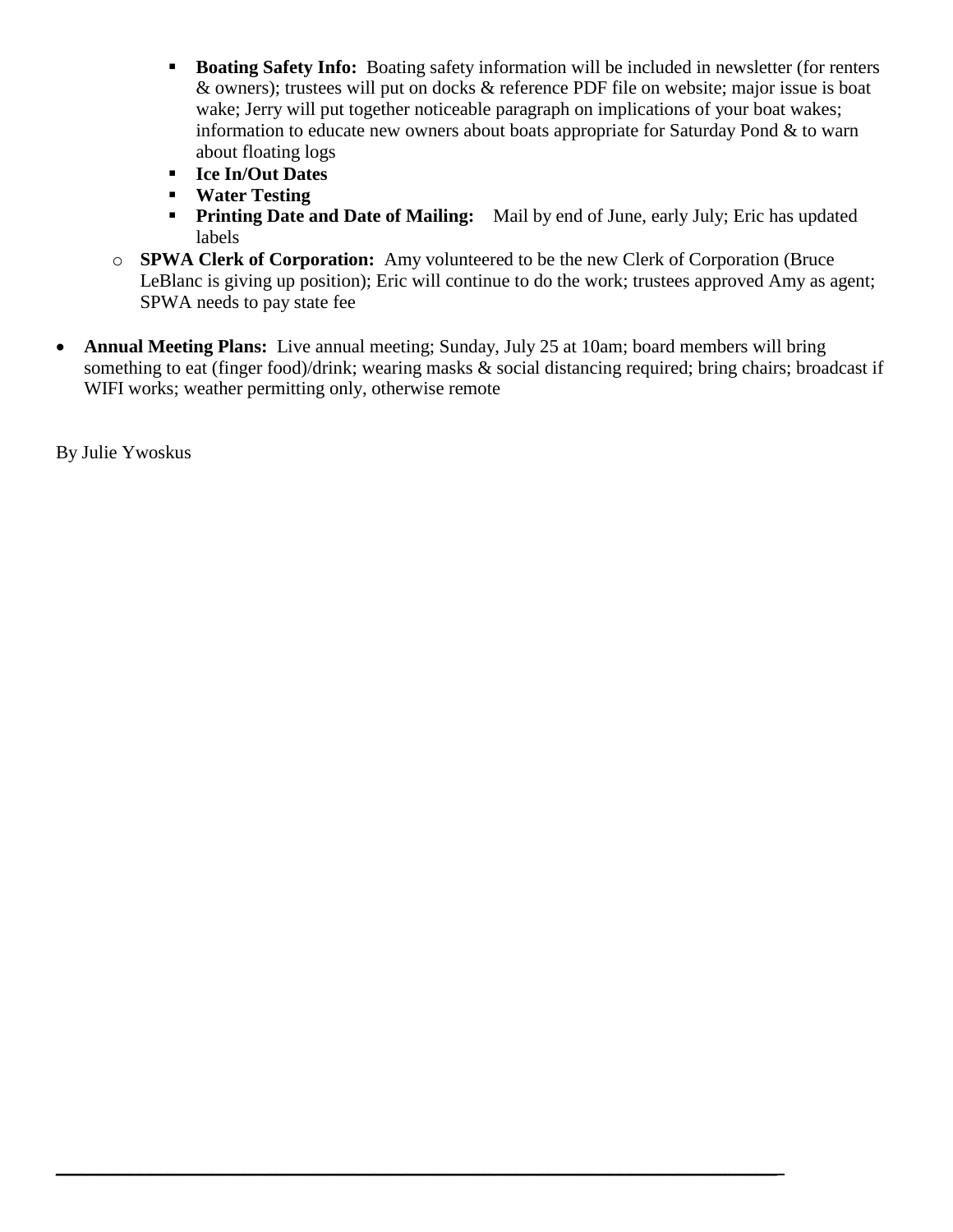- **Boating Safety Info:** Boating safety information will be included in newsletter (for renters & owners); trustees will put on docks & reference PDF file on website; major issue is boat wake; Jerry will put together noticeable paragraph on implications of your boat wakes; information to educate new owners about boats appropriate for Saturday Pond & to warn about floating logs
        - **Ice In/Out Dates**
        - **Water Testing**
        - **Printing Date and Date of Mailing:** Mail by end of June, early July; Eric has updated labels
    - **SPWA Clerk of Corporation:** Amy volunteered to be the new Clerk of Corporation (Bruce LeBlanc is giving up position); Eric will continue to do the work; trustees approved Amy as agent; SPWA needs to pay state fee

- **Annual Meeting Plans:** Live annual meeting; Sunday, July 25 at 10am; board members will bring something to eat (finger food)/drink; wearing masks & social distancing required; bring chairs; broadcast if WIFI works; weather permitting only, otherwise remote

By Julie Ywoskus